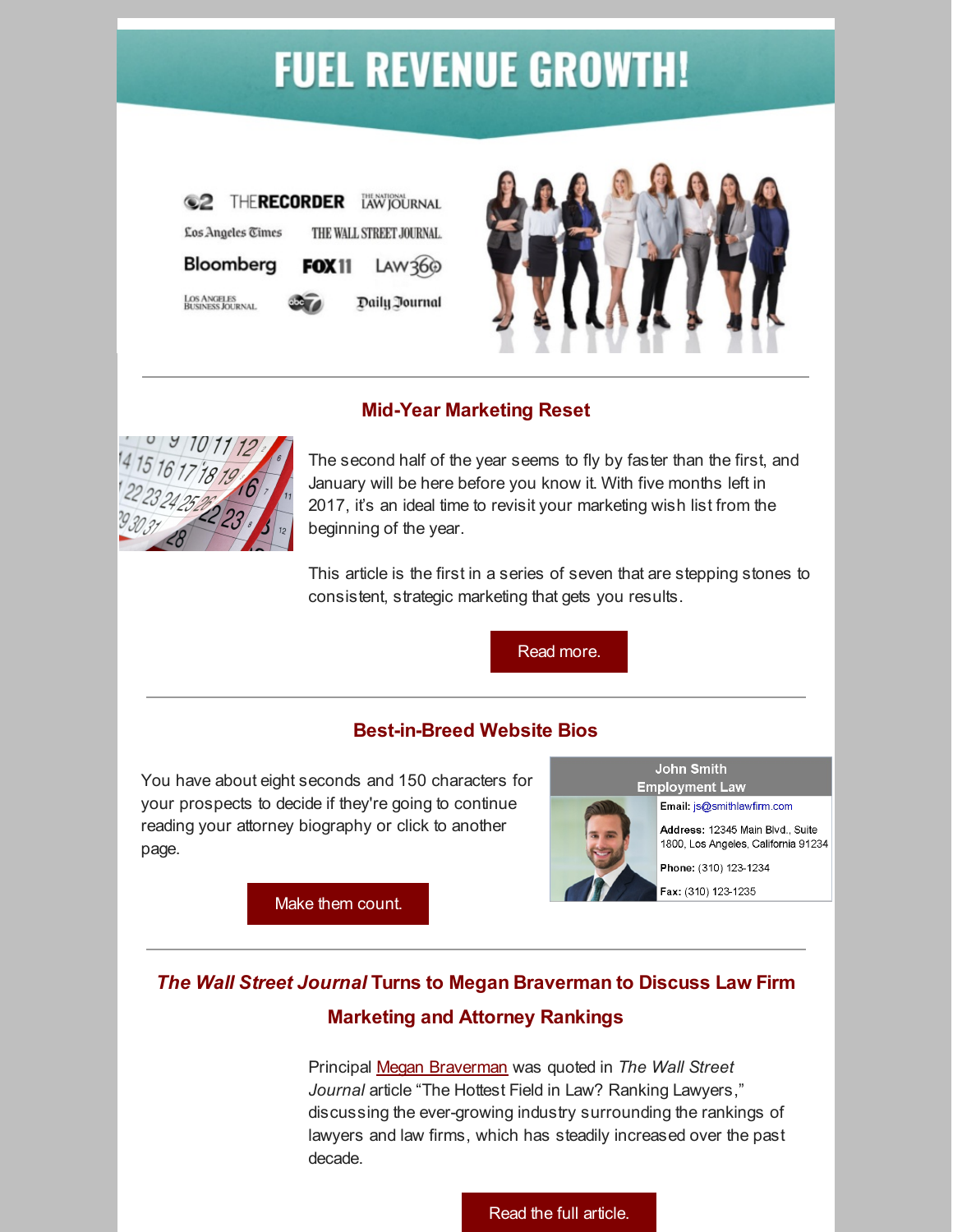# FUEL REVENUE GROWTH!

## Mid-Year Marketing Reset

The second half of the year seems to fly by faster than the first, and January will be here before you know it. With five months left in 2017, it's an ideal time to revisit your marketing wish list from the beginning of the year.

This article is the first in a series of seven that are stepping stones to consistent, strategic marketing that gets you results.

Read more.

## Best-in-Breed Website Bios

You have about eight seconds and 150 characters for your prospects to decide if they're going to continue reading your attorney biography or click to another page.

Make them count.

John Smith
Employment Law

**Email:** js@smithlawfirm.com

**Address:** 12345 Main Blvd., Suite 1800, Los Angeles, California 91234

**Phone:** (310) 123-1234

**Fax:** (310) 123-1235

## *The Wall Street Journal* Turns to Megan Braverman to Discuss Law Firm Marketing and Attorney Rankings

Principal Megan Braverman was quoted in *The Wall Street Journal* article "The Hottest Field in Law? Ranking Lawyers," discussing the ever-growing industry surrounding the rankings of lawyers and law firms, which has steadily increased over the past decade.

Read the full article.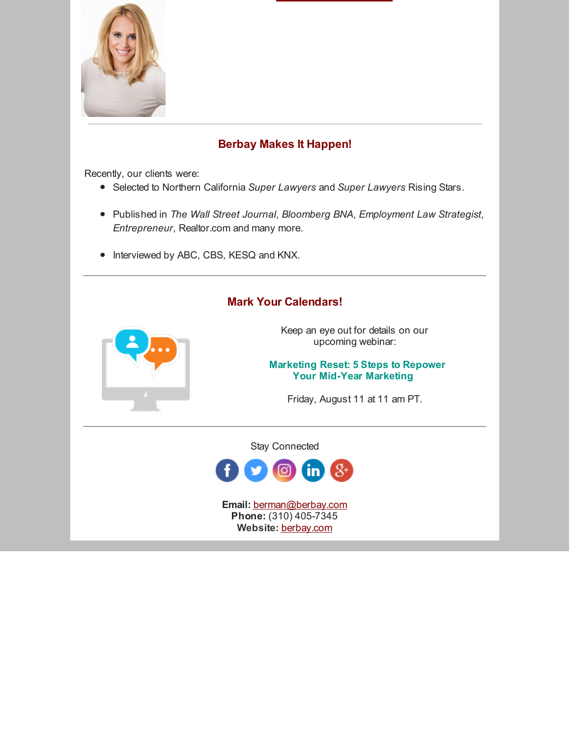## Berbay Makes It Happen!

Recently, our clients were:

- Selected to Northern California *Super Lawyers* and *Super Lawyers* Rising Stars.
- Published in *The Wall Street Journal*, *Bloomberg BNA*, *Employment Law Strategist*, *Entrepreneur*, Realtor.com and many more.
- Interviewed by ABC, CBS, KESQ and KNX.

---

## Mark Your Calendars!

Keep an eye out for details on our upcoming webinar:

**Marketing Reset: 5 Steps to Repower Your Mid-Year Marketing**

Friday, August 11 at 11 am PT.

---

Stay Connected

**Email:** berman@berbay.com
**Phone:** (310) 405-7345
**Website:** berbay.com